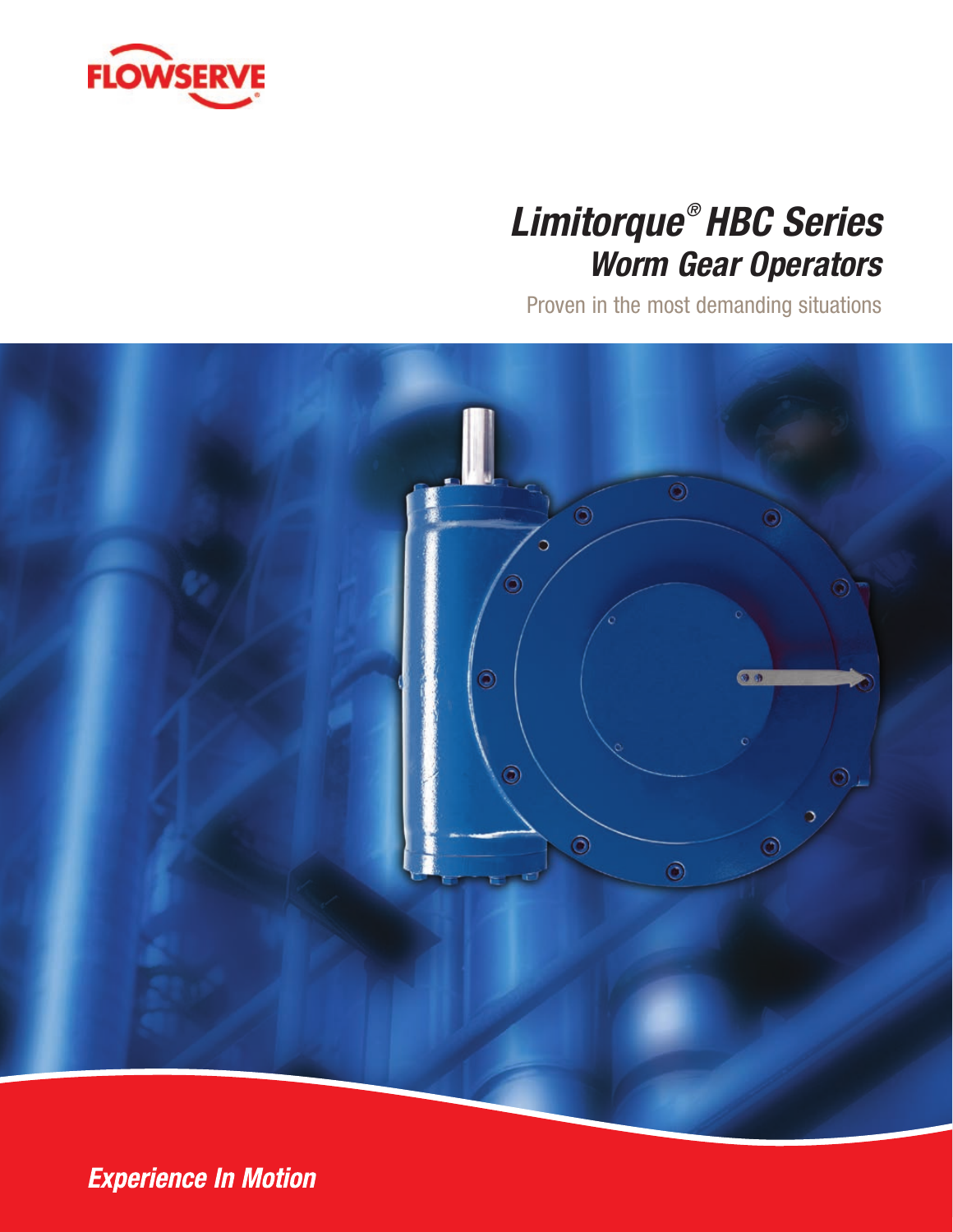FLOWSERVE

# *Limitorque® HBC Series*
## *Worm Gear Operators*

Proven in the most demanding situations

***Experience In Motion***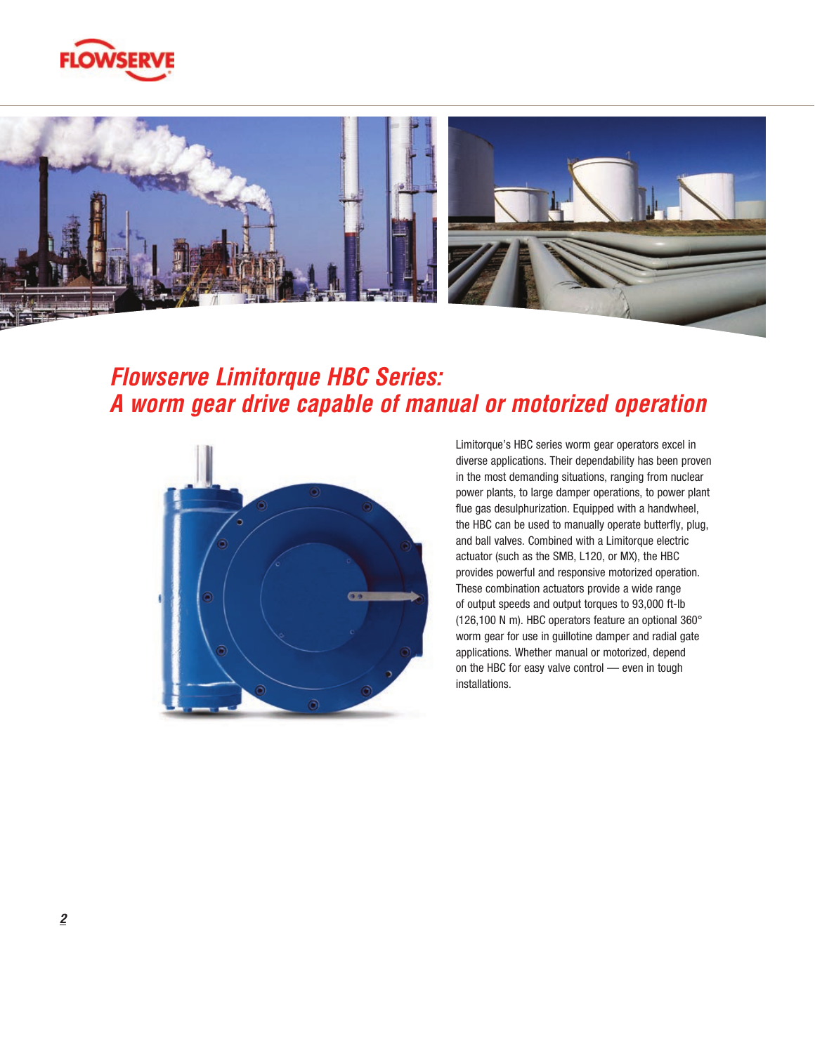# Flowserve Limitorque HBC Series: A worm gear drive capable of manual or motorized operation

Limitorque's HBC series worm gear operators excel in diverse applications. Their dependability has been proven in the most demanding situations, ranging from nuclear power plants, to large damper operations, to power plant flue gas desulphurization. Equipped with a handwheel, the HBC can be used to manually operate butterfly, plug, and ball valves. Combined with a Limitorque electric actuator (such as the SMB, L120, or MX), the HBC provides powerful and responsive motorized operation. These combination actuators provide a wide range of output speeds and output torques to 93,000 ft-lb (126,100 N m). HBC operators feature an optional 360° worm gear for use in guillotine damper and radial gate applications. Whether manual or motorized, depend on the HBC for easy valve control — even in tough installations.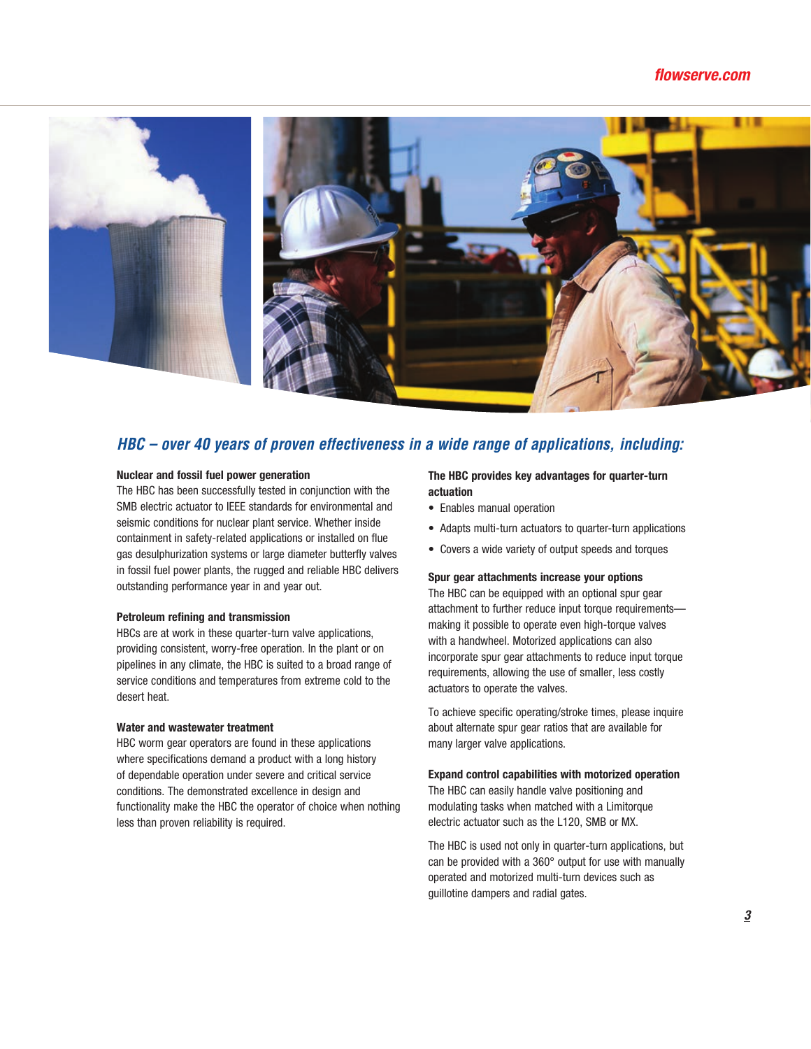## HBC – over 40 years of proven effectiveness in a wide range of applications, including:

**Nuclear and fossil fuel power generation**

The HBC has been successfully tested in conjunction with the SMB electric actuator to IEEE standards for environmental and seismic conditions for nuclear plant service. Whether inside containment in safety-related applications or installed on flue gas desulphurization systems or large diameter butterfly valves in fossil fuel power plants, the rugged and reliable HBC delivers outstanding performance year in and year out.

**Petroleum refining and transmission**

HBCs are at work in these quarter-turn valve applications, providing consistent, worry-free operation. In the plant or on pipelines in any climate, the HBC is suited to a broad range of service conditions and temperatures from extreme cold to the desert heat.

**Water and wastewater treatment**

HBC worm gear operators are found in these applications where specifications demand a product with a long history of dependable operation under severe and critical service conditions. The demonstrated excellence in design and functionality make the HBC the operator of choice when nothing less than proven reliability is required.

**The HBC provides key advantages for quarter-turn actuation**

- Enables manual operation
- Adapts multi-turn actuators to quarter-turn applications
- Covers a wide variety of output speeds and torques

**Spur gear attachments increase your options**

The HBC can be equipped with an optional spur gear attachment to further reduce input torque requirements—making it possible to operate even high-torque valves with a handwheel. Motorized applications can also incorporate spur gear attachments to reduce input torque requirements, allowing the use of smaller, less costly actuators to operate the valves.

To achieve specific operating/stroke times, please inquire about alternate spur gear ratios that are available for many larger valve applications.

**Expand control capabilities with motorized operation**

The HBC can easily handle valve positioning and modulating tasks when matched with a Limitorque electric actuator such as the L120, SMB or MX.

The HBC is used not only in quarter-turn applications, but can be provided with a 360° output for use with manually operated and motorized multi-turn devices such as guillotine dampers and radial gates.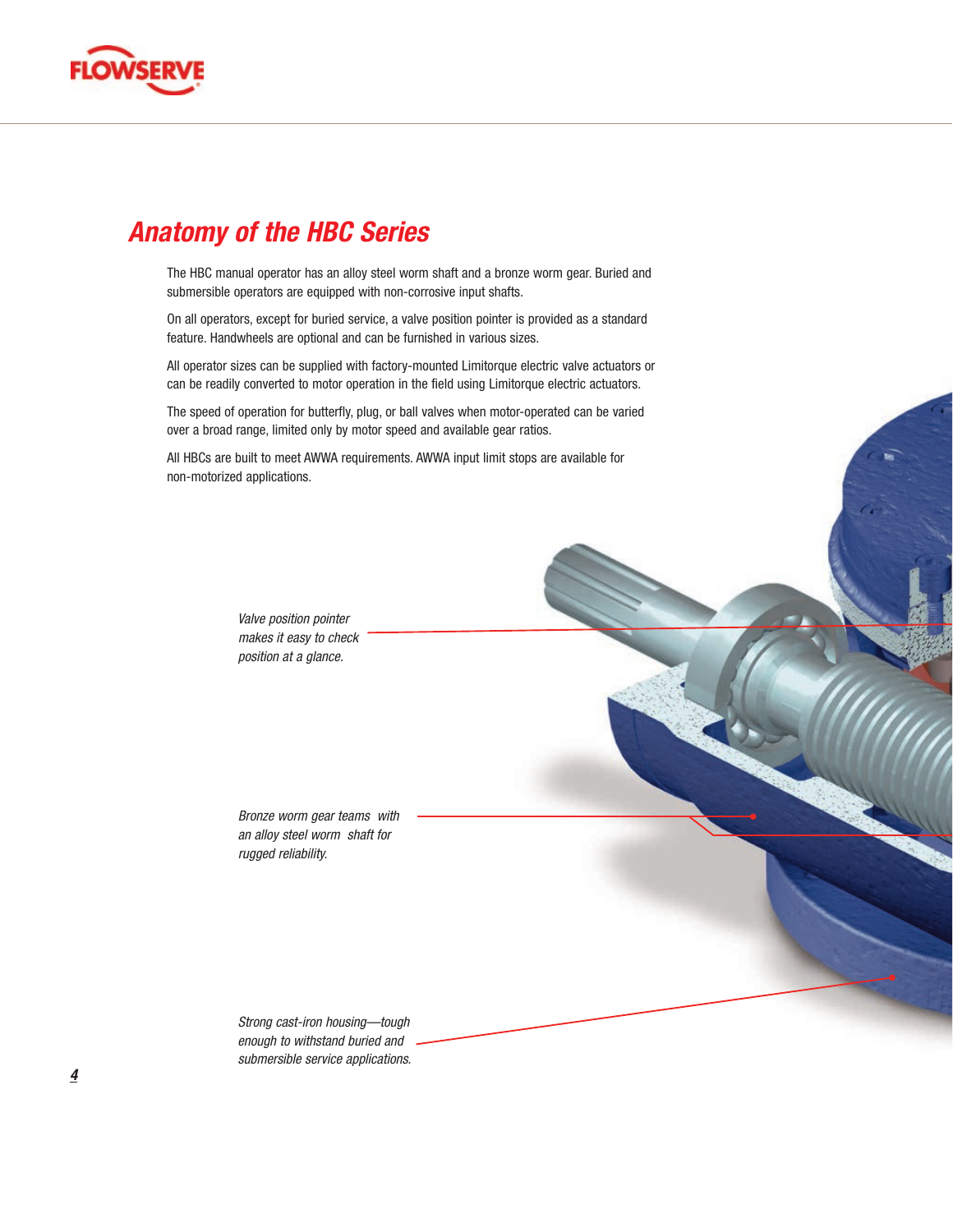## *Anatomy of the HBC Series*

The HBC manual operator has an alloy steel worm shaft and a bronze worm gear. Buried and submersible operators are equipped with non-corrosive input shafts.

On all operators, except for buried service, a valve position pointer is provided as a standard feature. Handwheels are optional and can be furnished in various sizes.

All operator sizes can be supplied with factory-mounted Limitorque electric valve actuators or can be readily converted to motor operation in the field using Limitorque electric actuators.

The speed of operation for butterfly, plug, or ball valves when motor-operated can be varied over a broad range, limited only by motor speed and available gear ratios.

All HBCs are built to meet AWWA requirements. AWWA input limit stops are available for non-motorized applications.

*Valve position pointer makes it easy to check position at a glance.*

*Bronze worm gear teams with an alloy steel worm shaft for rugged reliability.*

*Strong cast-iron housing—tough enough to withstand buried and submersible service applications.*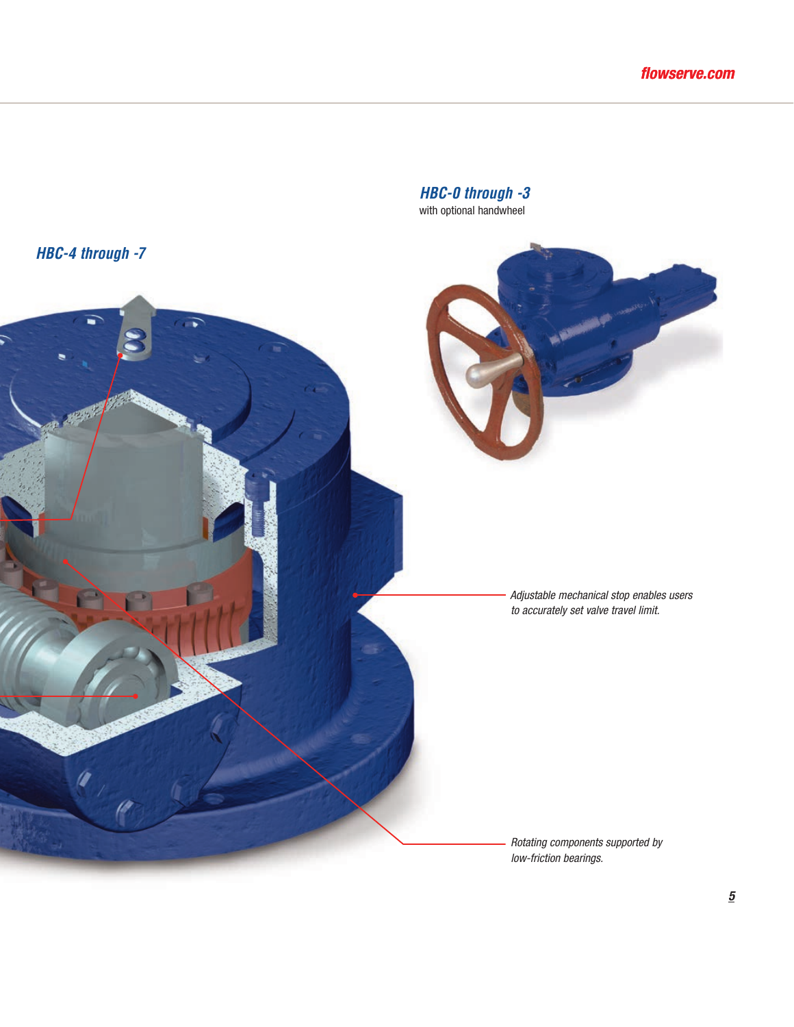### *HBC-0 through -3*

with optional handwheel

### *HBC-4 through -7*

*Adjustable mechanical stop enables users to accurately set valve travel limit.*

*Rotating components supported by low-friction bearings.*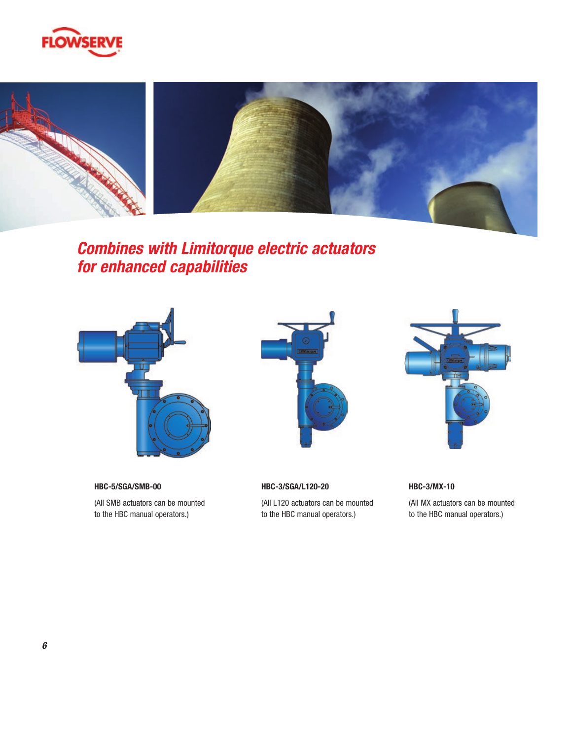## Combines with Limitorque electric actuators for enhanced capabilities

**HBC-5/SGA/SMB-00**

(All SMB actuators can be mounted to the HBC manual operators.)

**HBC-3/SGA/L120-20**

(All L120 actuators can be mounted to the HBC manual operators.)

**HBC-3/MX-10**

(All MX actuators can be mounted to the HBC manual operators.)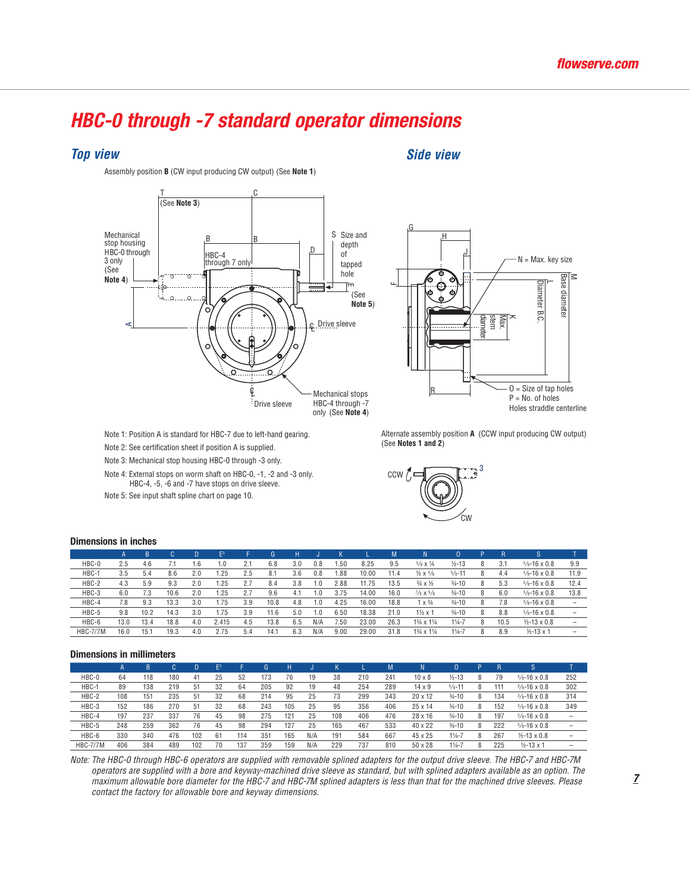# HBC-0 through -7 standard operator dimensions

## Top view

Assembly position **B** (CW input producing CW output) (See **Note 1**)

T (See **Note 3**)

C

Mechanical stop housing HBC-0 through 3 only (See **Note 4**)

B

B

HBC-4 through 7 only

D

S Size and depth of tapped hole

E (See **Note 5**)

A

℄ Drive sleeve

℄ Drive sleeve

Mechanical stops HBC-4 through -7 only (See **Note 4**)

## Side view

G

H

J

F

N = Max. key size

L Diameter B.C.

M Base diameter

K Max. stem diameter

R

O = Size of tap holes
P = No. of holes
Holes straddle centerline

Note 1: Position A is standard for HBC-7 due to left-hand gearing.

Note 2: See certification sheet if position A is supplied.

Note 3: Mechanical stop housing HBC-0 through -3 only.

Note 4: External stops on worm shaft on HBC-0, -1, -2 and -3 only. HBC-4, -5, -6 and -7 have stops on drive sleeve.

Note 5: See input shaft spline chart on page 10.

Alternate assembly position **A** (CCW input producing CW output) (See **Notes 1 and 2**)

CCW

3

CW

### Dimensions in inches

| | A | B | C | D | E[5] | F | G | H | J | K | L | M | N | O | P | R | S | T |
|---|---|---|---|---|---|---|---|---|---|---|---|---|---|---|---|---|---|---|
| HBC-0 | 2.5 | 4.6 | 7.1 | 1.6 | 1.0 | 2.1 | 6.8 | 3.0 | 0.8 | 1.50 | 8.25 | 9.5 | ⅜ x ¼ | ½-13 | 8 | 3.1 | ⅜-16 x 0.8 | 9.9 |
| HBC-1 | 3.5 | 5.4 | 8.6 | 2.0 | 1.25 | 2.5 | 8.1 | 3.6 | 0.8 | 1.88 | 10.00 | 11.4 | ½ x ⅜ | ⅝-11 | 8 | 4.4 | ⅜-16 x 0.8 | 11.9 |
| HBC-2 | 4.3 | 5.9 | 9.3 | 2.0 | 1.25 | 2.7 | 8.4 | 3.8 | 1.0 | 2.88 | 11.75 | 13.5 | ¾ x ½ | ¾-10 | 8 | 5.3 | ⅜-16 x 0.8 | 12.4 |
| HBC-3 | 6.0 | 7.3 | 10.6 | 2.0 | 1.25 | 2.7 | 9.6 | 4.1 | 1.0 | 3.75 | 14.00 | 16.0 | ⅞ x ⅝ | ¾-10 | 8 | 6.0 | ⅜-16 x 0.8 | 13.8 |
| HBC-4 | 7.8 | 9.3 | 13.3 | 3.0 | 1.75 | 3.9 | 10.8 | 4.8 | 1.0 | 4.25 | 16.00 | 18.8 | 1 x ¾ | ¾-10 | 8 | 7.8 | ⅜-16 x 0.8 | – |
| HBC-5 | 9.8 | 10.2 | 14.3 | 3.0 | 1.75 | 3.9 | 11.6 | 5.0 | 1.0 | 6.50 | 18.38 | 21.0 | 1½ x 1 | ¾-10 | 8 | 8.8 | ⅜-16 x 0.8 | – |
| HBC-6 | 13.0 | 13.4 | 18.8 | 4.0 | 2.415 | 4.5 | 13.8 | 6.5 | N/A | 7.50 | 23.00 | 26.3 | 1¾ x 1¼ | 1¼-7 | 8 | 10.5 | ½-13 x 0.8 | – |
| HBC-7/7M | 16.0 | 15.1 | 19.3 | 4.0 | 2.75 | 5.4 | 14.1 | 6.3 | N/A | 9.00 | 29.00 | 31.8 | 1¾ x 1¼ | 1¼-7 | 8 | 8.9 | ½-13 x 1 | – |

### Dimensions in millimeters

| | A | B | C | D | E[5] | F | G | H | J | K | L | M | N | O | P | R | S | T |
|---|---|---|---|---|---|---|---|---|---|---|---|---|---|---|---|---|---|---|
| HBC-0 | 64 | 118 | 180 | 41 | 25 | 52 | 173 | 76 | 19 | 38 | 210 | 241 | 10 x 8 | ½-13 | 8 | 79 | ⅜-16 x 0.8 | 252 |
| HBC-1 | 89 | 138 | 219 | 51 | 32 | 64 | 205 | 92 | 19 | 48 | 254 | 289 | 14 x 9 | ⅝-11 | 8 | 111 | ⅜-16 x 0.8 | 302 |
| HBC-2 | 108 | 151 | 235 | 51 | 32 | 68 | 214 | 95 | 25 | 73 | 299 | 343 | 20 x 12 | ¾-10 | 8 | 134 | ⅜-16 x 0.8 | 314 |
| HBC-3 | 152 | 186 | 270 | 51 | 32 | 68 | 243 | 105 | 25 | 95 | 356 | 406 | 25 x 14 | ¾-10 | 8 | 152 | ⅜-16 x 0.8 | 349 |
| HBC-4 | 197 | 237 | 337 | 76 | 45 | 98 | 275 | 121 | 25 | 108 | 406 | 476 | 28 x 16 | ¾-10 | 8 | 197 | ⅜-16 x 0.8 | – |
| HBC-5 | 248 | 259 | 362 | 76 | 45 | 98 | 294 | 127 | 25 | 165 | 467 | 533 | 40 x 22 | ¾-10 | 8 | 222 | ⅜-16 x 0.8 | – |
| HBC-6 | 330 | 340 | 476 | 102 | 61 | 114 | 351 | 165 | N/A | 191 | 584 | 667 | 45 x 25 | 1¼-7 | 8 | 267 | ½-13 x 0.8 | – |
| HBC-7/7M | 406 | 384 | 489 | 102 | 70 | 137 | 359 | 159 | N/A | 229 | 737 | 810 | 50 x 28 | 1¼-7 | 8 | 225 | ½-13 x 1 | – |

*Note: The HBC-0 through HBC-6 operators are supplied with removable splined adapters for the output drive sleeve. The HBC-7 and HBC-7M operators are supplied with a bore and keyway-machined drive sleeve as standard, but with splined adapters available as an option. The maximum allowable bore diameter for the HBC-7 and HBC-7M splined adapters is less than that for the machined drive sleeves. Please contact the factory for allowable bore and keyway dimensions.*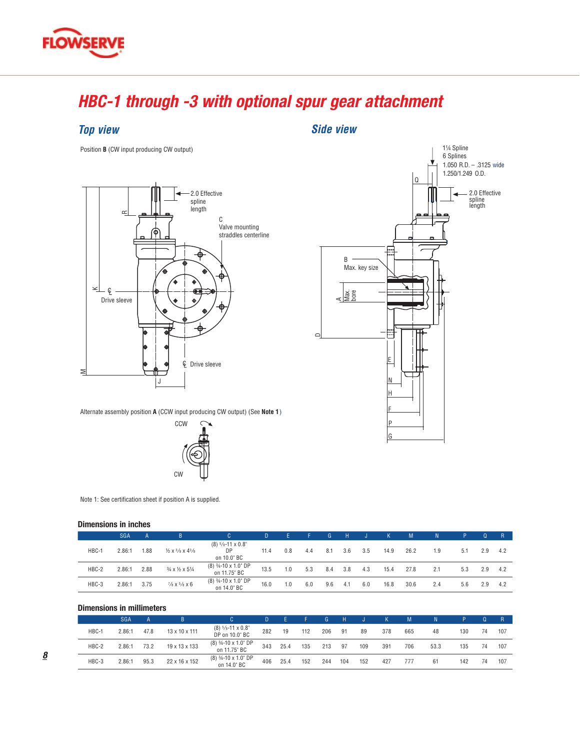# HBC-1 through -3 with optional spur gear attachment

## Top view

Position **B** (CW input producing CW output)

2.0 Effective spline length

C Valve mounting straddles centerline

℄ Drive sleeve

℄ Drive sleeve

Alternate assembly position **A** (CCW input producing CW output) (See **Note 1**)

CCW

CW

Note 1: See certification sheet if position A is supplied.

## Side view

1¼ Spline
6 Splines
1.050 R.D. – .3125 wide
1.250/1.249 O.D.

2.0 Effective spline length

B Max. key size

A Max. bore

### Dimensions in inches

| | SGA | A | B | C | D | E | F | G | H | J | K | M | N | P | Q | R |
|---|---|---|---|---|---|---|---|---|---|---|---|---|---|---|---|---|
| HBC-1 | 2.86:1 | 1.88 | ½ x ⅜ x 4⅜ | (8) ⅝-11 x 0.8" DP on 10.0" BC | 11.4 | 0.8 | 4.4 | 8.1 | 3.6 | 3.5 | 14.9 | 26.2 | 1.9 | 5.1 | 2.9 | 4.2 |
| HBC-2 | 2.86:1 | 2.88 | ¾ x ½ x 5¼ | (8) ¾-10 x 1.0" DP on 11.75" BC | 13.5 | 1.0 | 5.3 | 8.4 | 3.8 | 4.3 | 15.4 | 27.8 | 2.1 | 5.3 | 2.9 | 4.2 |
| HBC-3 | 2.86:1 | 3.75 | ⅞ x ⅝ x 6 | (8) ¾-10 x 1.0" DP on 14.0" BC | 16.0 | 1.0 | 6.0 | 9.6 | 4.1 | 6.0 | 16.8 | 30.6 | 2.4 | 5.6 | 2.9 | 4.2 |

### Dimensions in millimeters

| | SGA | A | B | C | D | E | F | G | H | J | K | M | N | P | Q | R |
|---|---|---|---|---|---|---|---|---|---|---|---|---|---|---|---|---|
| HBC-1 | 2.86:1 | 47.8 | 13 x 10 x 111 | (8) ⅝-11 x 0.8" DP on 10.0" BC | 282 | 19 | 112 | 206 | 91 | 89 | 378 | 665 | 48 | 130 | 74 | 107 |
| HBC-2 | 2.86:1 | 73.2 | 19 x 13 x 133 | (8) ¾-10 x 1.0" DP on 11.75" BC | 343 | 25.4 | 135 | 213 | 97 | 109 | 391 | 706 | 53.3 | 135 | 74 | 107 |
| HBC-3 | 2.86:1 | 95.3 | 22 x 16 x 152 | (8) ¾-10 x 1.0" DP on 14.0" BC | 406 | 25.4 | 152 | 244 | 104 | 152 | 427 | 777 | 61 | 142 | 74 | 107 |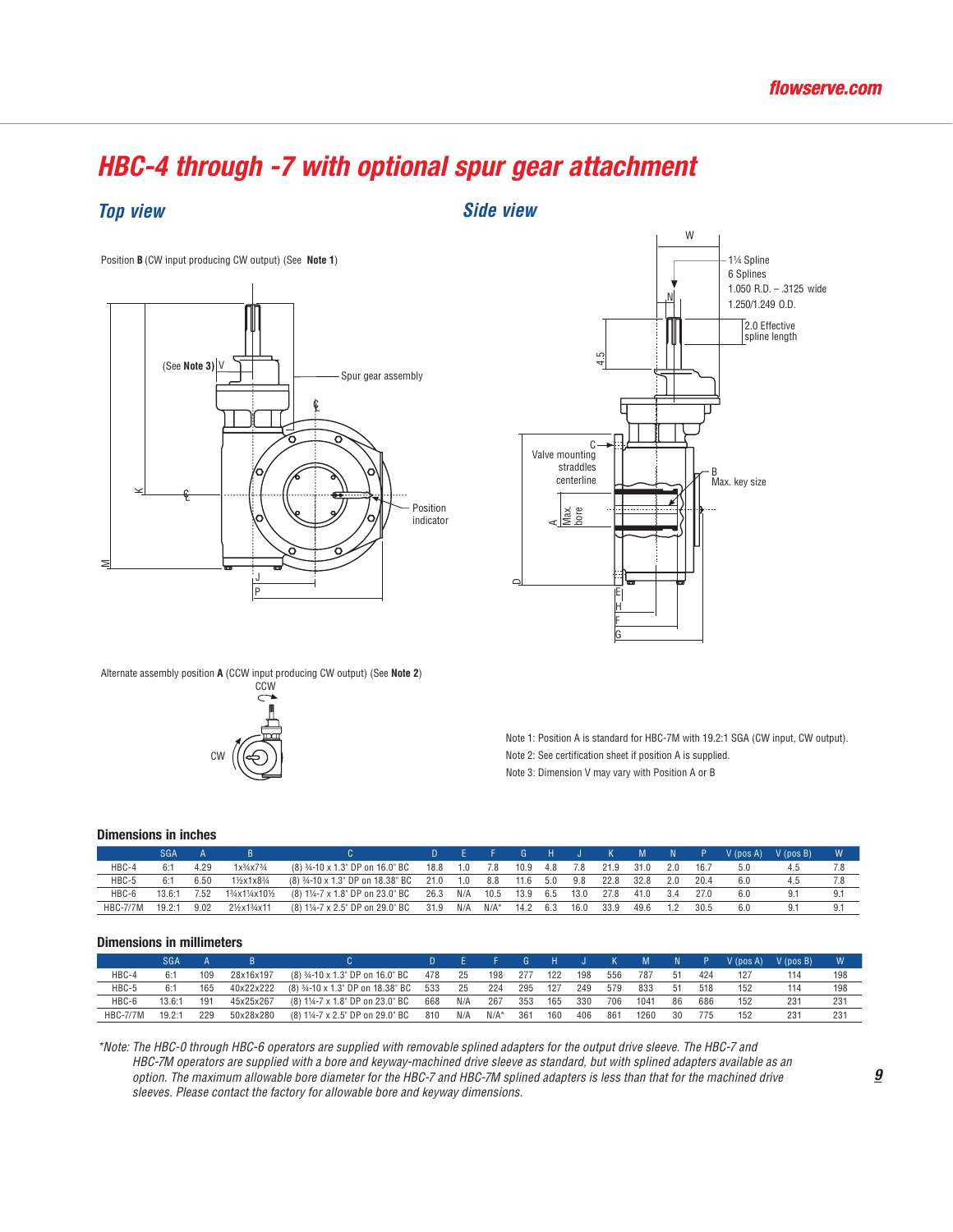# HBC-4 through -7 with optional spur gear attachment

## Top view

Position **B** (CW input producing CW output) (See **Note 1**)

(See **Note 3**) V

Spur gear assembly

Position indicator

K, M, J, P

Alternate assembly position **A** (CCW input producing CW output) (See **Note 2**)

CCW

CW

## Side view

W

1¼ Spline
6 Splines
1.050 R.D. – .3125 wide
1.250/1.249 O.D.

N

2.0 Effective spline length

4.5

C
Valve mounting straddles centerline

B
Max. key size

A Max. bore

D, E, H, F, G

Note 1: Position A is standard for HBC-7M with 19.2:1 SGA (CW input, CW output).

Note 2: See certification sheet if position A is supplied.

Note 3: Dimension V may vary with Position A or B

### Dimensions in inches

| | SGA | A | B | C | D | E | F | G | H | J | K | M | N | P | V (pos A) | V (pos B) | W |
|---|---|---|---|---|---|---|---|---|---|---|---|---|---|---|---|---|---|
| HBC-4 | 6:1 | 4.29 | 1x¾x7¾ | (8) ¾-10 x 1.3" DP on 16.0" BC | 18.8 | 1.0 | 7.8 | 10.9 | 4.8 | 7.8 | 21.9 | 31.0 | 2.0 | 16.7 | 5.0 | 4.5 | 7.8 |
| HBC-5 | 6:1 | 6.50 | 1½x1x8¾ | (8) ¾-10 x 1.3" DP on 18.38" BC | 21.0 | 1.0 | 8.8 | 11.6 | 5.0 | 9.8 | 22.8 | 32.8 | 2.0 | 20.4 | 6.0 | 4.5 | 7.8 |
| HBC-6 | 13.6:1 | 7.52 | 1¾x1¼x10½ | (8) 1¼-7 x 1.8" DP on 23.0" BC | 26.3 | N/A | 10.5 | 13.9 | 6.5 | 13.0 | 27.8 | 41.0 | 3.4 | 27.0 | 6.0 | 9.1 | 9.1 |
| HBC-7/7M | 19.2:1 | 9.02 | 2½x1¾x11 | (8) 1¼-7 x 2.5" DP on 29.0" BC | 31.9 | N/A | N/A* | 14.2 | 6.3 | 16.0 | 33.9 | 49.6 | 1.2 | 30.5 | 6.0 | 9.1 | 9.1 |

### Dimensions in millimeters

| | SGA | A | B | C | D | E | F | G | H | J | K | M | N | P | V (pos A) | V (pos B) | W |
|---|---|---|---|---|---|---|---|---|---|---|---|---|---|---|---|---|---|
| HBC-4 | 6:1 | 109 | 28x16x197 | (8) ¾-10 x 1.3" DP on 16.0" BC | 478 | 25 | 198 | 277 | 122 | 198 | 556 | 787 | 51 | 424 | 127 | 114 | 198 |
| HBC-5 | 6:1 | 165 | 40x22x222 | (8) ¾-10 x 1.3" DP on 18.38" BC | 533 | 25 | 224 | 295 | 127 | 249 | 579 | 833 | 51 | 518 | 152 | 114 | 198 |
| HBC-6 | 13.6:1 | 191 | 45x25x267 | (8) 1¼-7 x 1.8" DP on 23.0" BC | 668 | N/A | 267 | 353 | 165 | 330 | 706 | 1041 | 86 | 686 | 152 | 231 | 231 |
| HBC-7/7M | 19.2:1 | 229 | 50x28x280 | (8) 1¼-7 x 2.5" DP on 29.0" BC | 810 | N/A | N/A* | 361 | 160 | 406 | 861 | 1260 | 30 | 775 | 152 | 231 | 231 |

*\*Note: The HBC-0 through HBC-6 operators are supplied with removable splined adapters for the output drive sleeve. The HBC-7 and HBC-7M operators are supplied with a bore and keyway-machined drive sleeve as standard, but with splined adapters available as an option. The maximum allowable bore diameter for the HBC-7 and HBC-7M splined adapters is less than that for the machined drive sleeves. Please contact the factory for allowable bore and keyway dimensions.*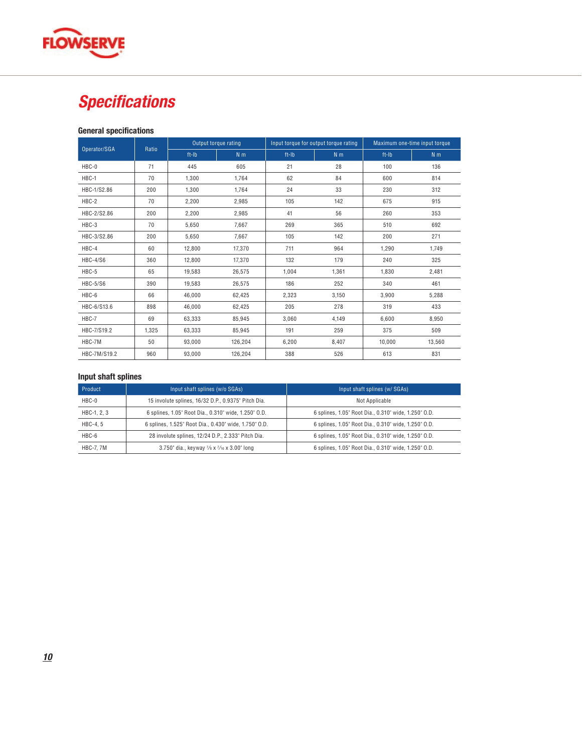# Specifications

### General specifications

| Operator/SGA | Ratio | Output torque rating | | Input torque for output torque rating | | Maximum one-time input torque | |
|---|---|---|---|---|---|---|---|
| | | ft-lb | N m | ft-lb | N m | ft-lb | N m |
| HBC-0 | 71 | 445 | 605 | 21 | 28 | 100 | 136 |
| HBC-1 | 70 | 1,300 | 1,764 | 62 | 84 | 600 | 814 |
| HBC-1/S2.86 | 200 | 1,300 | 1,764 | 24 | 33 | 230 | 312 |
| HBC-2 | 70 | 2,200 | 2,985 | 105 | 142 | 675 | 915 |
| HBC-2/S2.86 | 200 | 2,200 | 2,985 | 41 | 56 | 260 | 353 |
| HBC-3 | 70 | 5,650 | 7,667 | 269 | 365 | 510 | 692 |
| HBC-3/S2.86 | 200 | 5,650 | 7,667 | 105 | 142 | 200 | 271 |
| HBC-4 | 60 | 12,800 | 17,370 | 711 | 964 | 1,290 | 1,749 |
| HBC-4/S6 | 360 | 12,800 | 17,370 | 132 | 179 | 240 | 325 |
| HBC-5 | 65 | 19,583 | 26,575 | 1,004 | 1,361 | 1,830 | 2,481 |
| HBC-5/S6 | 390 | 19,583 | 26,575 | 186 | 252 | 340 | 461 |
| HBC-6 | 66 | 46,000 | 62,425 | 2,323 | 3,150 | 3,900 | 5,288 |
| HBC-6/S13.6 | 898 | 46,000 | 62,425 | 205 | 278 | 319 | 433 |
| HBC-7 | 69 | 63,333 | 85,945 | 3,060 | 4,149 | 6,600 | 8,950 |
| HBC-7/S19.2 | 1,325 | 63,333 | 85,945 | 191 | 259 | 375 | 509 |
| HBC-7M | 50 | 93,000 | 126,204 | 6,200 | 8,407 | 10,000 | 13,560 |
| HBC-7M/S19.2 | 960 | 93,000 | 126,204 | 388 | 526 | 613 | 831 |

### Input shaft splines

| Product | Input shaft splines (w/o SGAs) | Input shaft splines (w/ SGAs) |
|---|---|---|
| HBC-0 | 15 involute splines, 16/32 D.P., 0.9375" Pitch Dia. | Not Applicable |
| HBC-1, 2, 3 | 6 splines, 1.05" Root Dia., 0.310" wide, 1.250" O.D. | 6 splines, 1.05" Root Dia., 0.310" wide, 1.250" O.D. |
| HBC-4, 5 | 6 splines, 1.525" Root Dia., 0.430" wide, 1.750" O.D. | 6 splines, 1.05" Root Dia., 0.310" wide, 1.250" O.D. |
| HBC-6 | 28 involute splines, 12/24 D.P., 2.333" Pitch Dia. | 6 splines, 1.05" Root Dia., 0.310" wide, 1.250" O.D. |
| HBC-7, 7M | 3.750" dia., keyway ⅞ x 7/16 x 3.00" long | 6 splines, 1.05" Root Dia., 0.310" wide, 1.250" O.D. |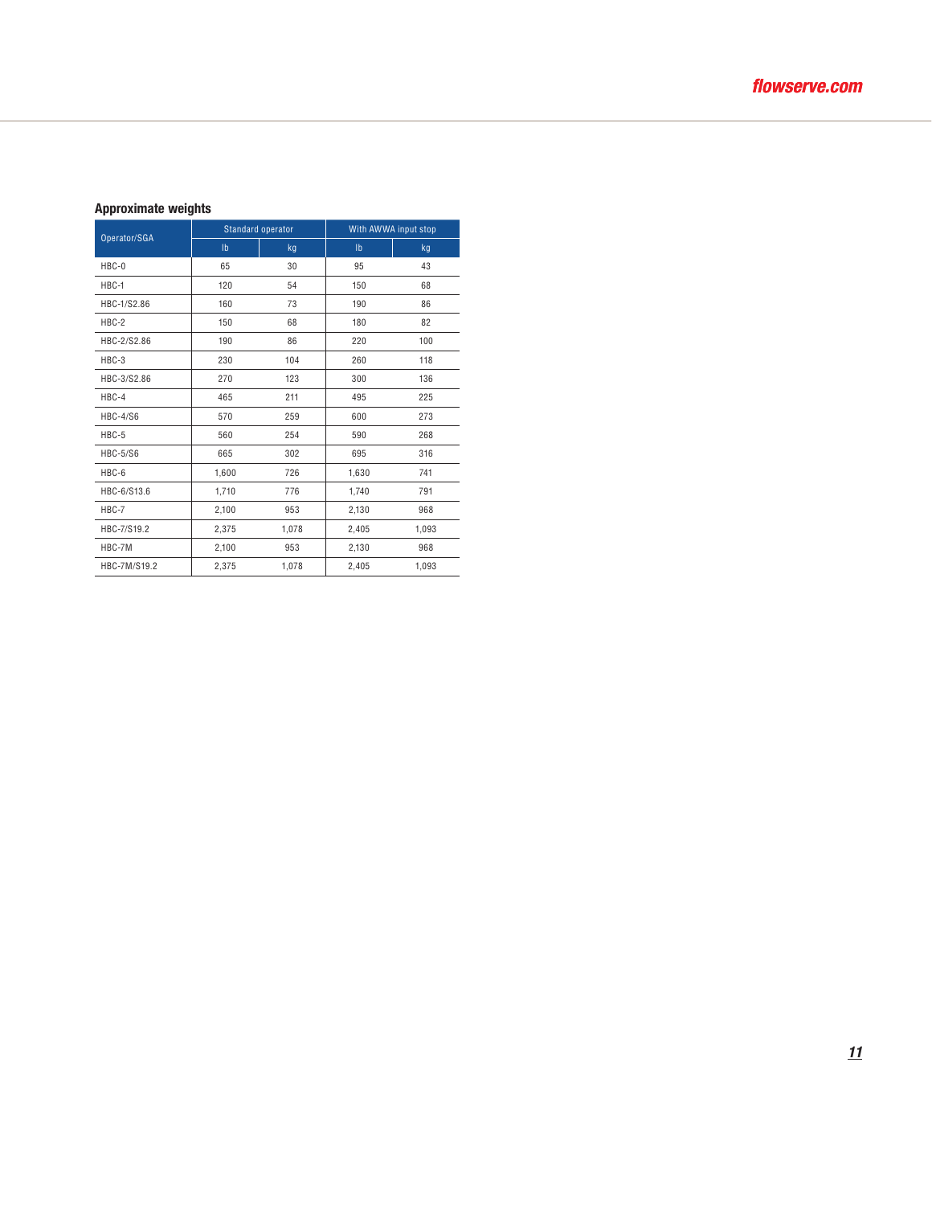## Approximate weights

| Operator/SGA | Standard operator | | With AWWA input stop | |
|---|---|---|---|---|
| | lb | kg | lb | kg |
| HBC-0 | 65 | 30 | 95 | 43 |
| HBC-1 | 120 | 54 | 150 | 68 |
| HBC-1/S2.86 | 160 | 73 | 190 | 86 |
| HBC-2 | 150 | 68 | 180 | 82 |
| HBC-2/S2.86 | 190 | 86 | 220 | 100 |
| HBC-3 | 230 | 104 | 260 | 118 |
| HBC-3/S2.86 | 270 | 123 | 300 | 136 |
| HBC-4 | 465 | 211 | 495 | 225 |
| HBC-4/S6 | 570 | 259 | 600 | 273 |
| HBC-5 | 560 | 254 | 590 | 268 |
| HBC-5/S6 | 665 | 302 | 695 | 316 |
| HBC-6 | 1,600 | 726 | 1,630 | 741 |
| HBC-6/S13.6 | 1,710 | 776 | 1,740 | 791 |
| HBC-7 | 2,100 | 953 | 2,130 | 968 |
| HBC-7/S19.2 | 2,375 | 1,078 | 2,405 | 1,093 |
| HBC-7M | 2,100 | 953 | 2,130 | 968 |
| HBC-7M/S19.2 | 2,375 | 1,078 | 2,405 | 1,093 |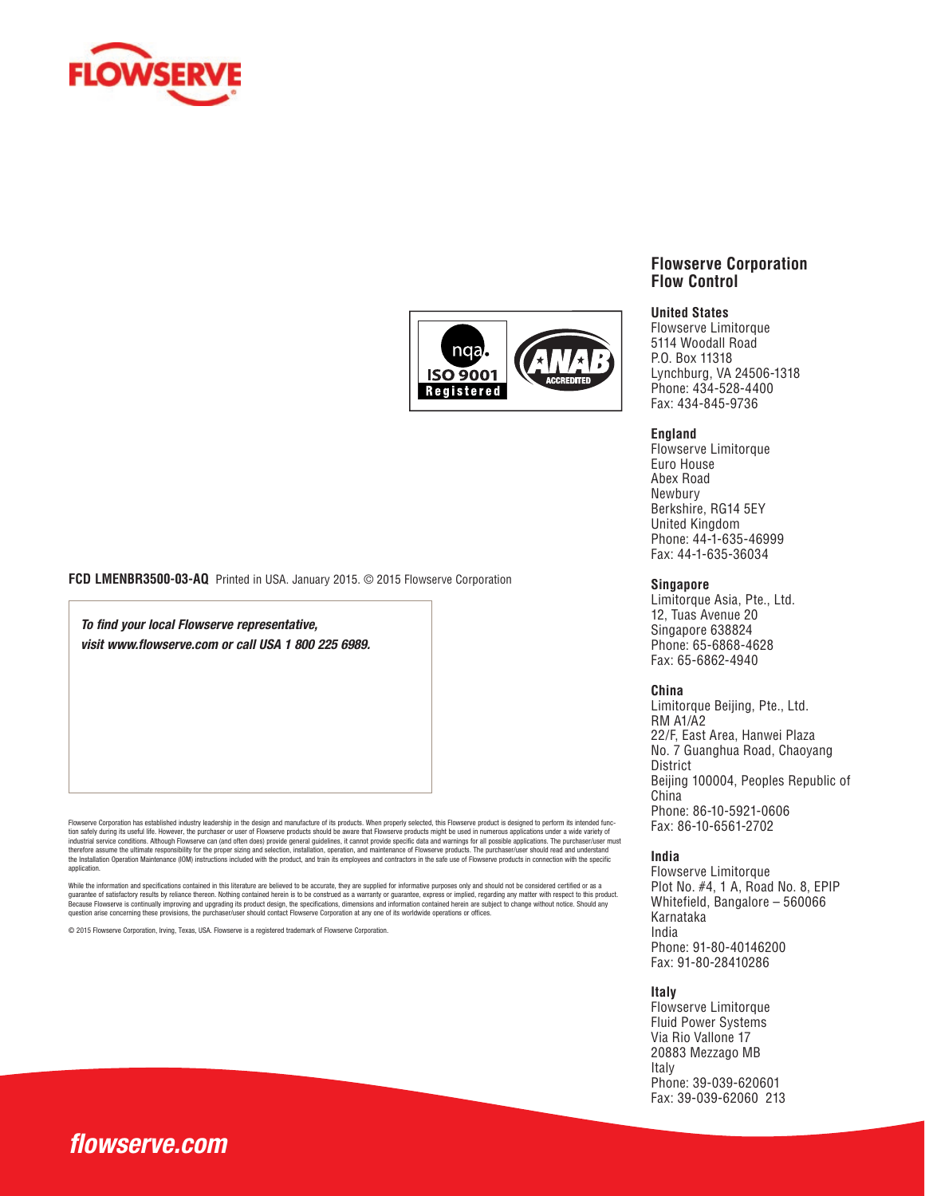FLOWSERVE

## Flowserve Corporation
## Flow Control

**United States**
Flowserve Limitorque
5114 Woodall Road
P.O. Box 11318
Lynchburg, VA 24506-1318
Phone: 434-528-4400
Fax: 434-845-9736

**England**
Flowserve Limitorque
Euro House
Abex Road
Newbury
Berkshire, RG14 5EY
United Kingdom
Phone: 44-1-635-46999
Fax: 44-1-635-36034

**Singapore**
Limitorque Asia, Pte., Ltd.
12, Tuas Avenue 20
Singapore 638824
Phone: 65-6868-4628
Fax: 65-6862-4940

**China**
Limitorque Beijing, Pte., Ltd.
RM A1/A2
22/F, East Area, Hanwei Plaza
No. 7 Guanghua Road, Chaoyang District
Beijing 100004, Peoples Republic of China
Phone: 86-10-5921-0606
Fax: 86-10-6561-2702

**India**
Flowserve Limitorque
Plot No. #4, 1 A, Road No. 8, EPIP
Whitefield, Bangalore – 560066
Karnataka
India
Phone: 91-80-40146200
Fax: 91-80-28410286

**Italy**
Flowserve Limitorque
Fluid Power Systems
Via Rio Vallone 17
20883 Mezzago MB
Italy
Phone: 39-039-620601
Fax: 39-039-62060 213

nqa. ISO 9001 Registered — ANAB ACCREDITED

**FCD LMENBR3500-03-AQ** Printed in USA. January 2015. © 2015 Flowserve Corporation

***To find your local Flowserve representative, visit www.flowserve.com or call USA 1 800 225 6989.***

Flowserve Corporation has established industry leadership in the design and manufacture of its products. When properly selected, this Flowserve product is designed to perform its intended function safely during its useful life. However, the purchaser or user of Flowserve products should be aware that Flowserve products might be used in numerous applications under a wide variety of industrial service conditions. Although Flowserve can (and often does) provide general guidelines, it cannot provide specific data and warnings for all possible applications. The purchaser/user must therefore assume the ultimate responsibility for the proper sizing and selection, installation, operation, and maintenance of Flowserve products. The purchaser/user should read and understand the Installation Operation Maintenance (IOM) instructions included with the product, and train its employees and contractors in the safe use of Flowserve products in connection with the specific application.

While the information and specifications contained in this literature are believed to be accurate, they are supplied for informative purposes only and should not be considered certified or as a guarantee of satisfactory results by reliance thereon. Nothing contained herein is to be construed as a warranty or guarantee, express or implied, regarding any matter with respect to this product. Because Flowserve is continually improving and upgrading its product design, the specifications, dimensions and information contained herein are subject to change without notice. Should any question arise concerning these provisions, the purchaser/user should contact Flowserve Corporation at any one of its worldwide operations or offices.

© 2015 Flowserve Corporation, Irving, Texas, USA. Flowserve is a registered trademark of Flowserve Corporation.

***flowserve.com***